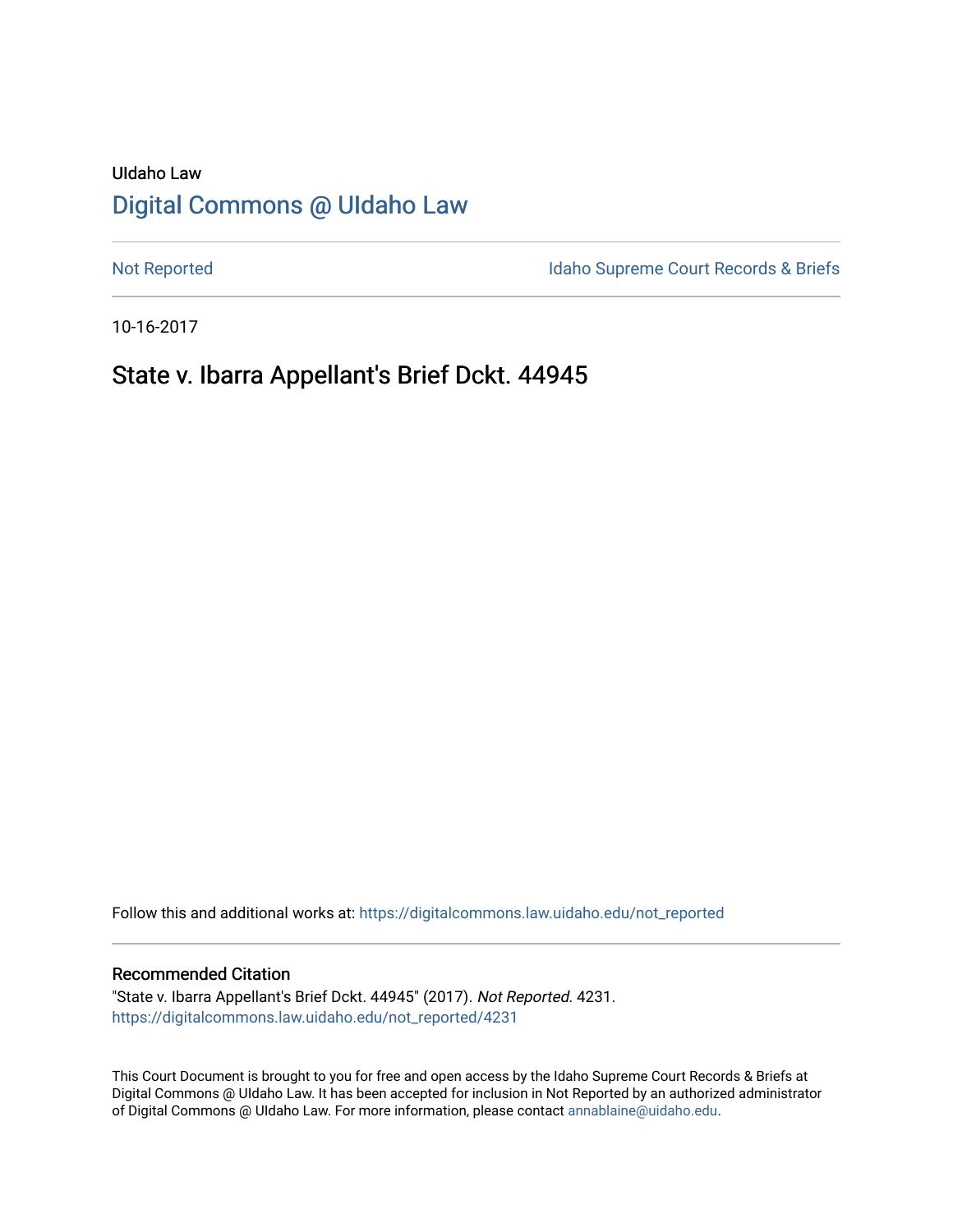UIdaho Law

# Digital Commons @ UIdaho Law

Not Reported

Idaho Supreme Court Records & Briefs

10-16-2017

## State v. Ibarra Appellant's Brief Dckt. 44945

Follow this and additional works at: https://digitalcommons.law.uidaho.edu/not_reported

### Recommended Citation

"State v. Ibarra Appellant's Brief Dckt. 44945" (2017). *Not Reported*. 4231.
https://digitalcommons.law.uidaho.edu/not_reported/4231

This Court Document is brought to you for free and open access by the Idaho Supreme Court Records & Briefs at Digital Commons @ UIdaho Law. It has been accepted for inclusion in Not Reported by an authorized administrator of Digital Commons @ UIdaho Law. For more information, please contact annablaine@uidaho.edu.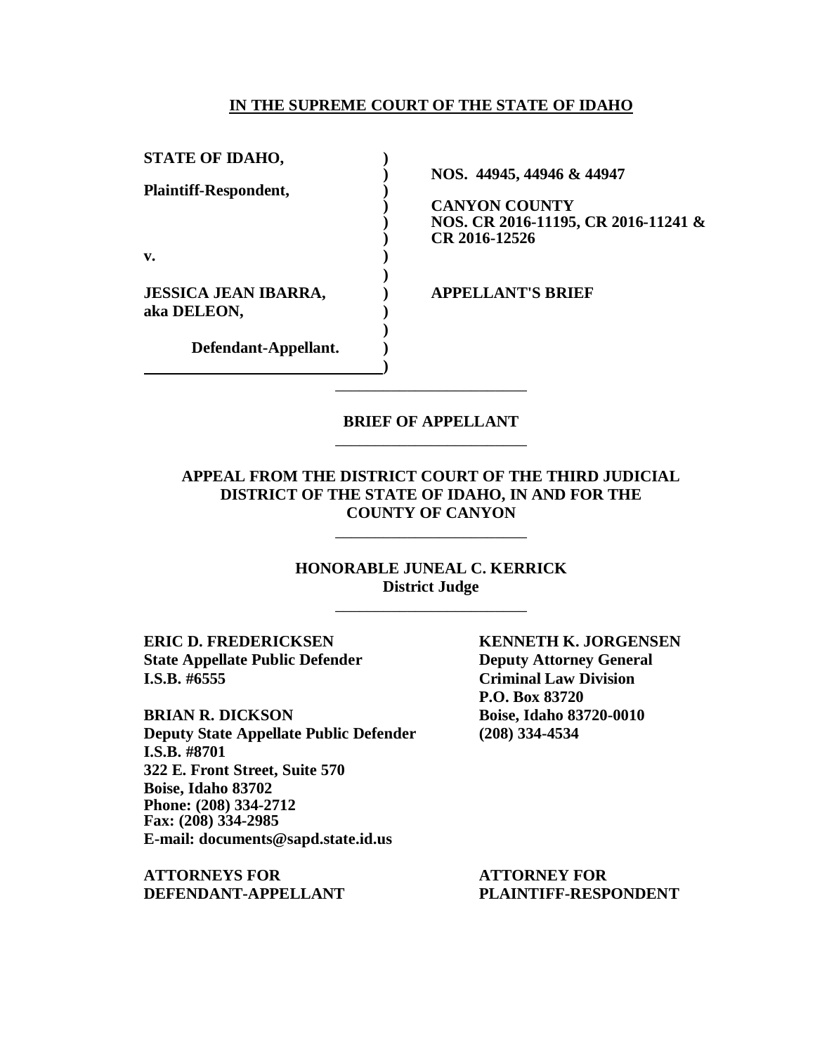**IN THE SUPREME COURT OF THE STATE OF IDAHO**

| | |
|---|---|
| **STATE OF IDAHO,** | |
| | **NOS. 44945, 44946 & 44947** |
| **Plaintiff-Respondent,** | |
| | **CANYON COUNTY** |
| | **NOS. CR 2016-11195, CR 2016-11241 & CR 2016-12526** |
| **v.** | |
| **JESSICA JEAN IBARRA, aka DELEON,** | **APPELLANT'S BRIEF** |
| **Defendant-Appellant.** | |

**BRIEF OF APPELLANT**

**APPEAL FROM THE DISTRICT COURT OF THE THIRD JUDICIAL DISTRICT OF THE STATE OF IDAHO, IN AND FOR THE COUNTY OF CANYON**

**HONORABLE JUNEAL C. KERRICK**
**District Judge**

**ERIC D. FREDERICKSEN**
**State Appellate Public Defender**
**I.S.B. #6555**

**BRIAN R. DICKSON**
**Deputy State Appellate Public Defender**
**I.S.B. #8701**
**322 E. Front Street, Suite 570**
**Boise, Idaho 83702**
**Phone: (208) 334-2712**
**Fax: (208) 334-2985**
**E-mail: documents@sapd.state.id.us**

**ATTORNEYS FOR DEFENDANT-APPELLANT**

**KENNETH K. JORGENSEN**
**Deputy Attorney General**
**Criminal Law Division**
**P.O. Box 83720**
**Boise, Idaho 83720-0010**
**(208) 334-4534**

**ATTORNEY FOR PLAINTIFF-RESPONDENT**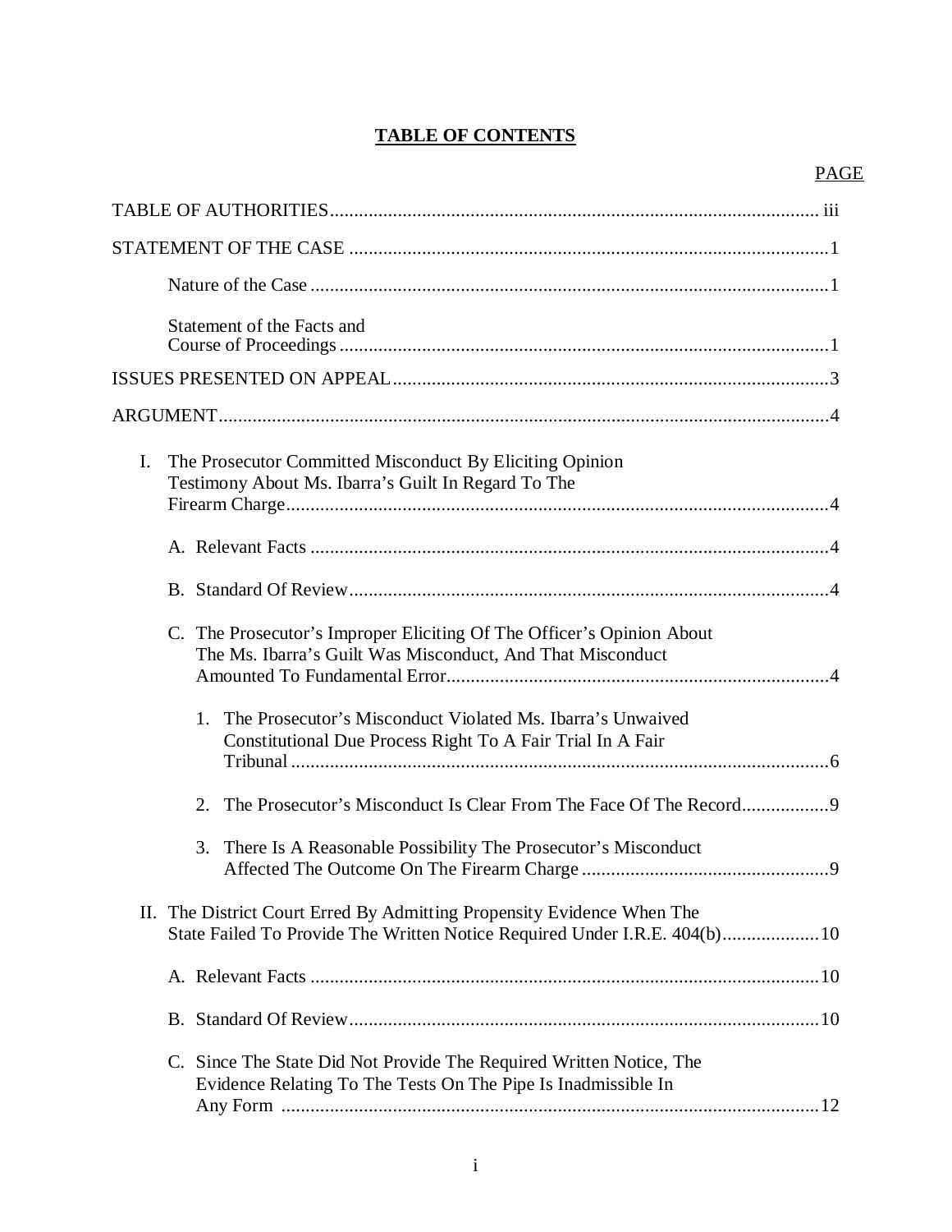# TABLE OF CONTENTS

PAGE

TABLE OF AUTHORITIES ..... iii

STATEMENT OF THE CASE ..... 1

- Nature of the Case ..... 1
- Statement of the Facts and Course of Proceedings ..... 1

ISSUES PRESENTED ON APPEAL ..... 3

ARGUMENT ..... 4

I. The Prosecutor Committed Misconduct By Eliciting Opinion Testimony About Ms. Ibarra's Guilt In Regard To The Firearm Charge ..... 4

   A. Relevant Facts ..... 4

   B. Standard Of Review ..... 4

   C. The Prosecutor's Improper Eliciting Of The Officer's Opinion About The Ms. Ibarra's Guilt Was Misconduct, And That Misconduct Amounted To Fundamental Error ..... 4

      1. The Prosecutor's Misconduct Violated Ms. Ibarra's Unwaived Constitutional Due Process Right To A Fair Trial In A Fair Tribunal ..... 6

      2. The Prosecutor's Misconduct Is Clear From The Face Of The Record ..... 9

      3. There Is A Reasonable Possibility The Prosecutor's Misconduct Affected The Outcome On The Firearm Charge ..... 9

II. The District Court Erred By Admitting Propensity Evidence When The State Failed To Provide The Written Notice Required Under I.R.E. 404(b) ..... 10

   A. Relevant Facts ..... 10

   B. Standard Of Review ..... 10

   C. Since The State Did Not Provide The Required Written Notice, The Evidence Relating To The Tests On The Pipe Is Inadmissible In Any Form ..... 12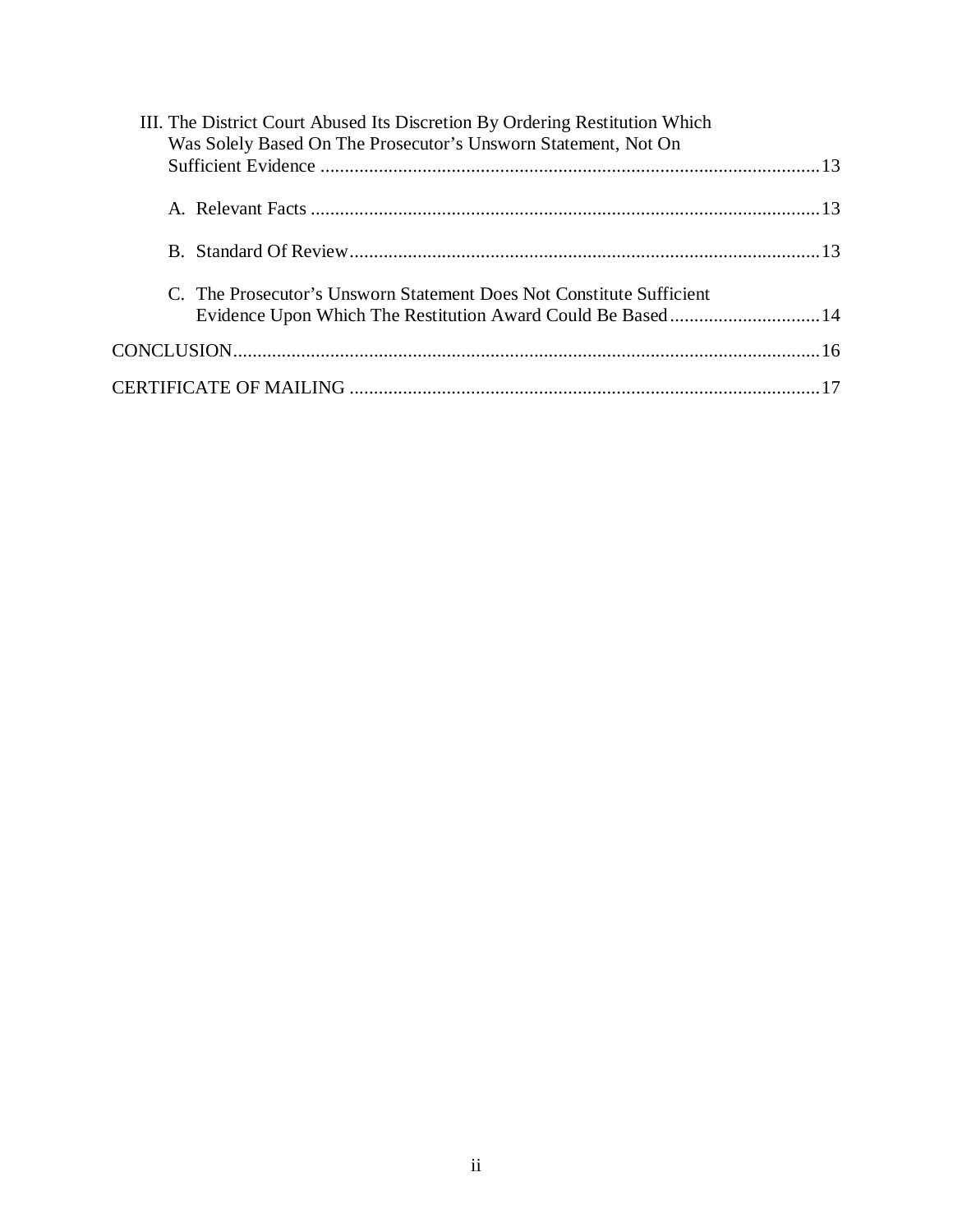III. The District Court Abused Its Discretion By Ordering Restitution Which Was Solely Based On The Prosecutor's Unsworn Statement, Not On Sufficient Evidence ....................................................................................................13

A. Relevant Facts ....................................................................................................13

B. Standard Of Review..........................................................................................13

C. The Prosecutor's Unsworn Statement Does Not Constitute Sufficient Evidence Upon Which The Restitution Award Could Be Based..............................14

CONCLUSION........................................................................................................................16

CERTIFICATE OF MAILING ...............................................................................................17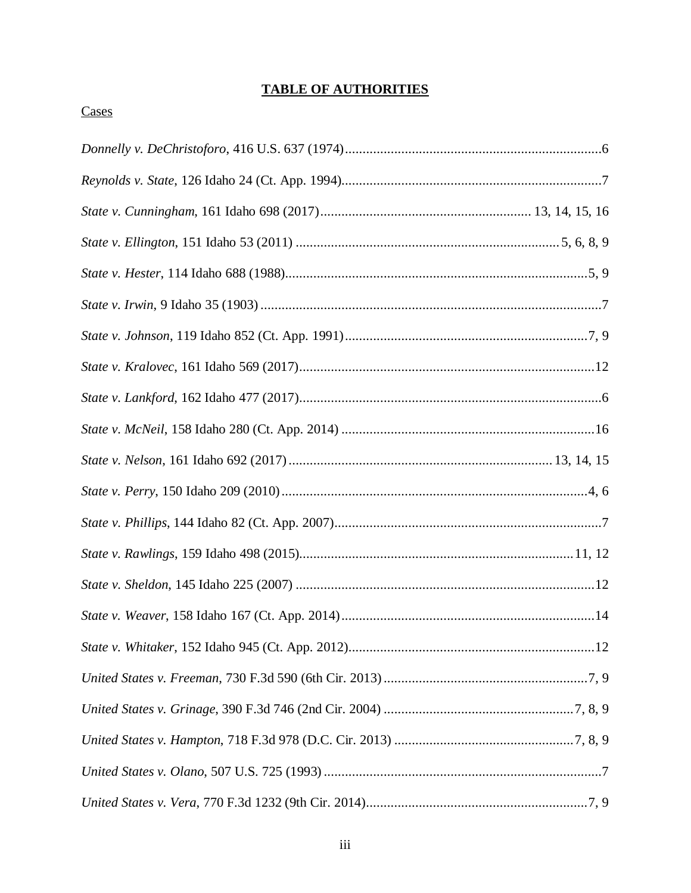## TABLE OF AUTHORITIES

Cases

*Donnelly v. DeChristoforo*, 416 U.S. 637 (1974)........................................................................6

*Reynolds v. State*, 126 Idaho 24 (Ct. App. 1994)..........................................................................7

*State v. Cunningham*, 161 Idaho 698 (2017)............................................................ 13, 14, 15, 16

*State v. Ellington*, 151 Idaho 53 (2011) ..........................................................................5, 6, 8, 9

*State v. Hester*, 114 Idaho 688 (1988)......................................................................................5, 9

*State v. Irwin*, 9 Idaho 35 (1903) .................................................................................................7

*State v. Johnson*, 119 Idaho 852 (Ct. App. 1991).....................................................................7, 9

*State v. Kralovec*, 161 Idaho 569 (2017)....................................................................................12

*State v. Lankford*, 162 Idaho 477 (2017)......................................................................................6

*State v. McNeil*, 158 Idaho 280 (Ct. App. 2014) ........................................................................16

*State v. Nelson*, 161 Idaho 692 (2017) ..........................................................................13, 14, 15

*State v. Perry*, 150 Idaho 209 (2010)......................................................................................4, 6

*State v. Phillips*, 144 Idaho 82 (Ct. App. 2007)............................................................................7

*State v. Rawlings*, 159 Idaho 498 (2015).............................................................................11, 12

*State v. Sheldon*, 145 Idaho 225 (2007) ....................................................................................12

*State v. Weaver*, 158 Idaho 167 (Ct. App. 2014)........................................................................14

*State v. Whitaker*, 152 Idaho 945 (Ct. App. 2012)......................................................................12

*United States v. Freeman*, 730 F.3d 590 (6th Cir. 2013)..........................................................7, 9

*United States v. Grinage*, 390 F.3d 746 (2nd Cir. 2004) .....................................................7, 8, 9

*United States v. Hampton*, 718 F.3d 978 (D.C. Cir. 2013) ..................................................7, 8, 9

*United States v. Olano*, 507 U.S. 725 (1993) ...............................................................................7

*United States v. Vera*, 770 F.3d 1232 (9th Cir. 2014)..............................................................7, 9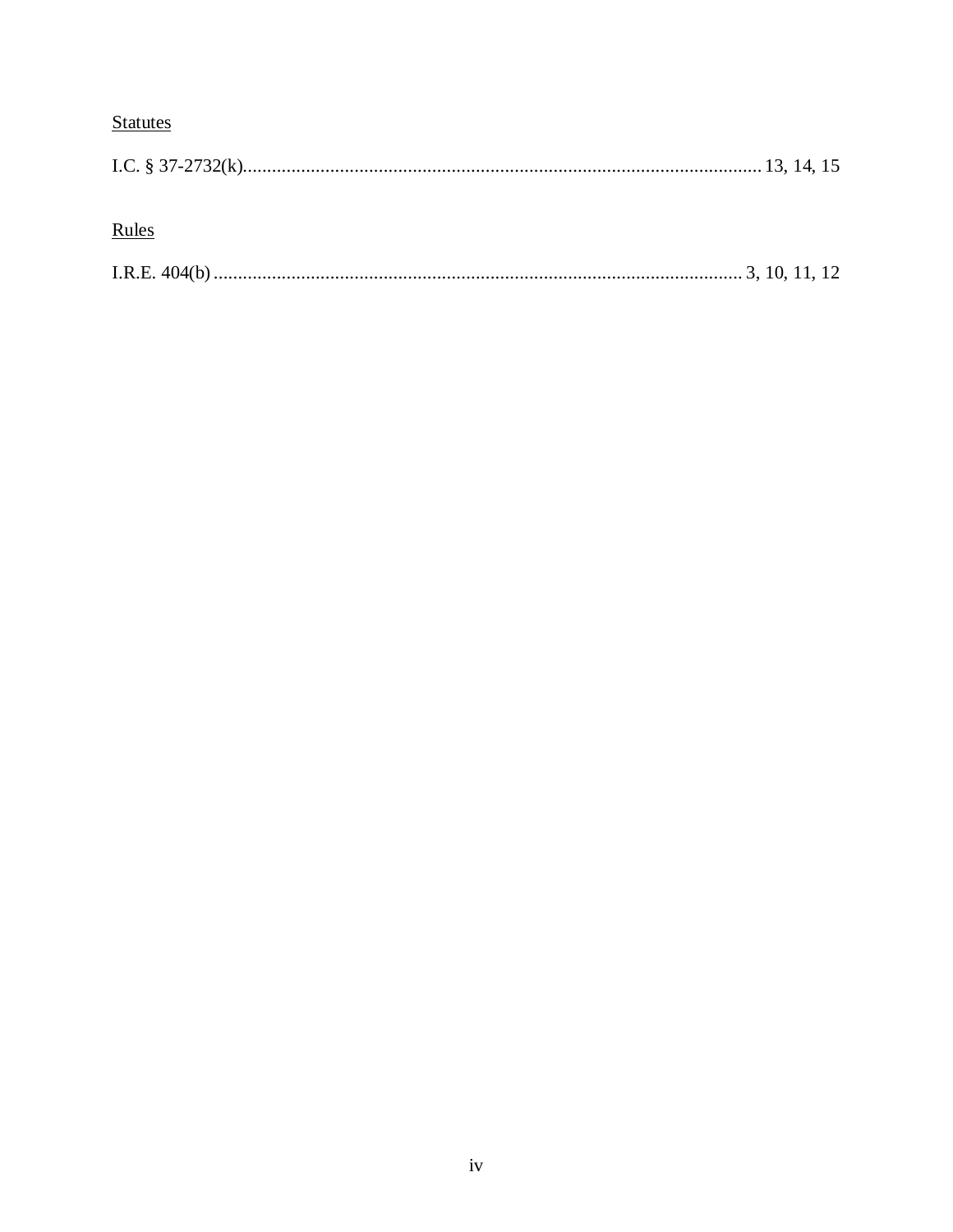<u>Statutes</u>

I.C. § 37-2732(k)........................................................................................................... 13, 14, 15

<u>Rules</u>

I.R.E. 404(b) ............................................................................................................ 3, 10, 11, 12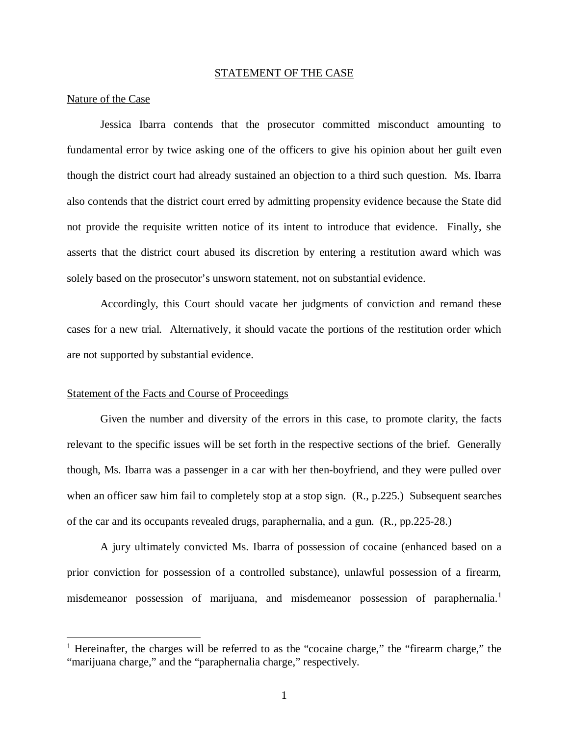## STATEMENT OF THE CASE

### Nature of the Case

Jessica Ibarra contends that the prosecutor committed misconduct amounting to fundamental error by twice asking one of the officers to give his opinion about her guilt even though the district court had already sustained an objection to a third such question. Ms. Ibarra also contends that the district court erred by admitting propensity evidence because the State did not provide the requisite written notice of its intent to introduce that evidence. Finally, she asserts that the district court abused its discretion by entering a restitution award which was solely based on the prosecutor's unsworn statement, not on substantial evidence.

Accordingly, this Court should vacate her judgments of conviction and remand these cases for a new trial. Alternatively, it should vacate the portions of the restitution order which are not supported by substantial evidence.

### Statement of the Facts and Course of Proceedings

Given the number and diversity of the errors in this case, to promote clarity, the facts relevant to the specific issues will be set forth in the respective sections of the brief. Generally though, Ms. Ibarra was a passenger in a car with her then-boyfriend, and they were pulled over when an officer saw him fail to completely stop at a stop sign. (R., p.225.) Subsequent searches of the car and its occupants revealed drugs, paraphernalia, and a gun. (R., pp.225-28.)

A jury ultimately convicted Ms. Ibarra of possession of cocaine (enhanced based on a prior conviction for possession of a controlled substance), unlawful possession of a firearm, misdemeanor possession of marijuana, and misdemeanor possession of paraphernalia.[1]

[1] Hereinafter, the charges will be referred to as the "cocaine charge," the "firearm charge," the "marijuana charge," and the "paraphernalia charge," respectively.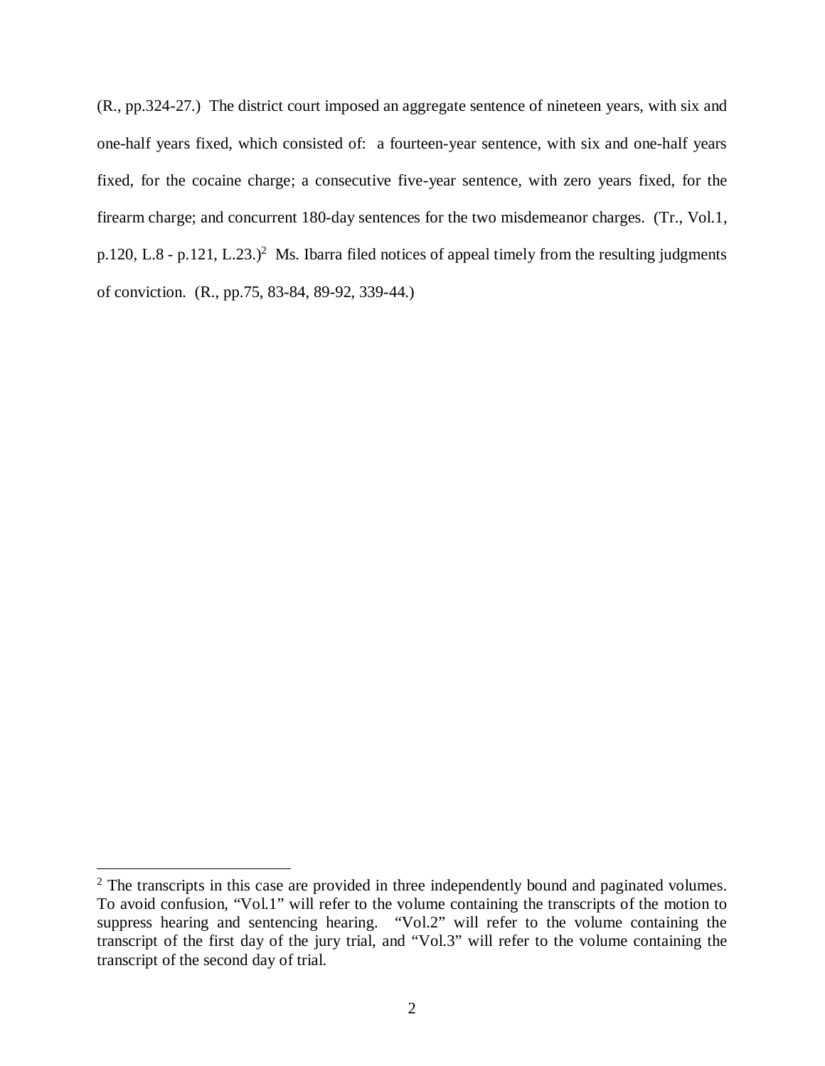(R., pp.324-27.) The district court imposed an aggregate sentence of nineteen years, with six and one-half years fixed, which consisted of: a fourteen-year sentence, with six and one-half years fixed, for the cocaine charge; a consecutive five-year sentence, with zero years fixed, for the firearm charge; and concurrent 180-day sentences for the two misdemeanor charges. (Tr., Vol.1, p.120, L.8 - p.121, L.23.)[2] Ms. Ibarra filed notices of appeal timely from the resulting judgments of conviction. (R., pp.75, 83-84, 89-92, 339-44.)

---

[2] The transcripts in this case are provided in three independently bound and paginated volumes. To avoid confusion, "Vol.1" will refer to the volume containing the transcripts of the motion to suppress hearing and sentencing hearing. "Vol.2" will refer to the volume containing the transcript of the first day of the jury trial, and "Vol.3" will refer to the volume containing the transcript of the second day of trial.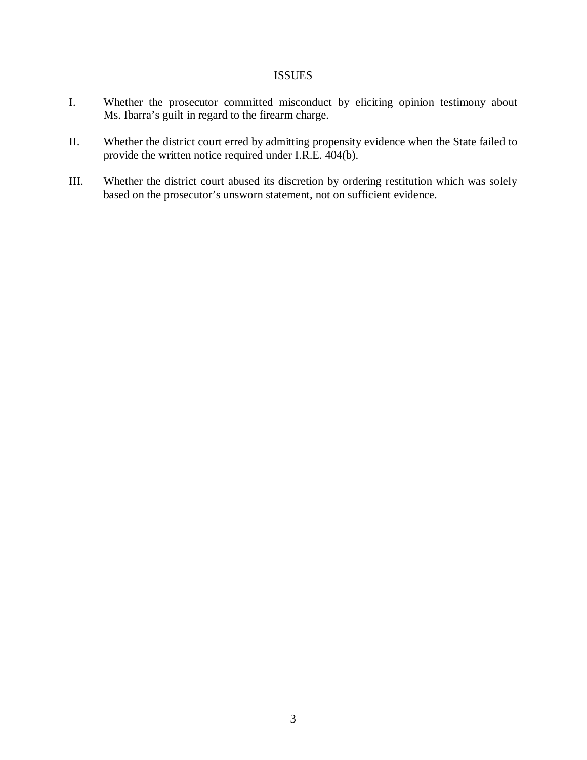## ISSUES

I. Whether the prosecutor committed misconduct by eliciting opinion testimony about Ms. Ibarra's guilt in regard to the firearm charge.

II. Whether the district court erred by admitting propensity evidence when the State failed to provide the written notice required under I.R.E. 404(b).

III. Whether the district court abused its discretion by ordering restitution which was solely based on the prosecutor's unsworn statement, not on sufficient evidence.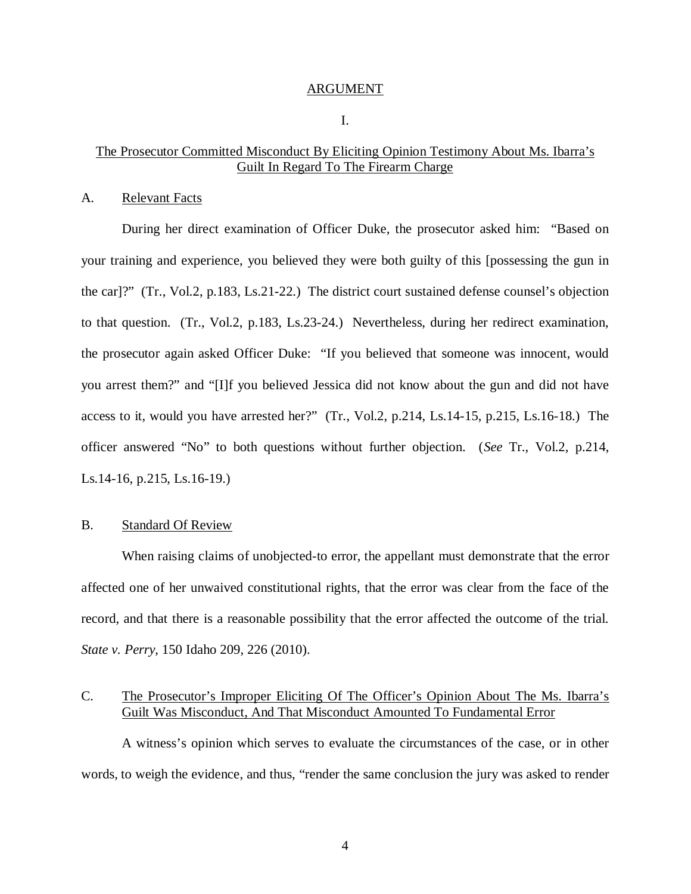## ARGUMENT

### I.

### The Prosecutor Committed Misconduct By Eliciting Opinion Testimony About Ms. Ibarra's Guilt In Regard To The Firearm Charge

#### A. Relevant Facts

During her direct examination of Officer Duke, the prosecutor asked him: "Based on your training and experience, you believed they were both guilty of this [possessing the gun in the car]?" (Tr., Vol.2, p.183, Ls.21-22.) The district court sustained defense counsel's objection to that question. (Tr., Vol.2, p.183, Ls.23-24.) Nevertheless, during her redirect examination, the prosecutor again asked Officer Duke: "If you believed that someone was innocent, would you arrest them?" and "[I]f you believed Jessica did not know about the gun and did not have access to it, would you have arrested her?" (Tr., Vol.2, p.214, Ls.14-15, p.215, Ls.16-18.) The officer answered "No" to both questions without further objection. (*See* Tr., Vol.2, p.214, Ls.14-16, p.215, Ls.16-19.)

#### B. Standard Of Review

When raising claims of unobjected-to error, the appellant must demonstrate that the error affected one of her unwaived constitutional rights, that the error was clear from the face of the record, and that there is a reasonable possibility that the error affected the outcome of the trial. *State v. Perry*, 150 Idaho 209, 226 (2010).

#### C. The Prosecutor's Improper Eliciting Of The Officer's Opinion About The Ms. Ibarra's Guilt Was Misconduct, And That Misconduct Amounted To Fundamental Error

A witness's opinion which serves to evaluate the circumstances of the case, or in other words, to weigh the evidence, and thus, "render the same conclusion the jury was asked to render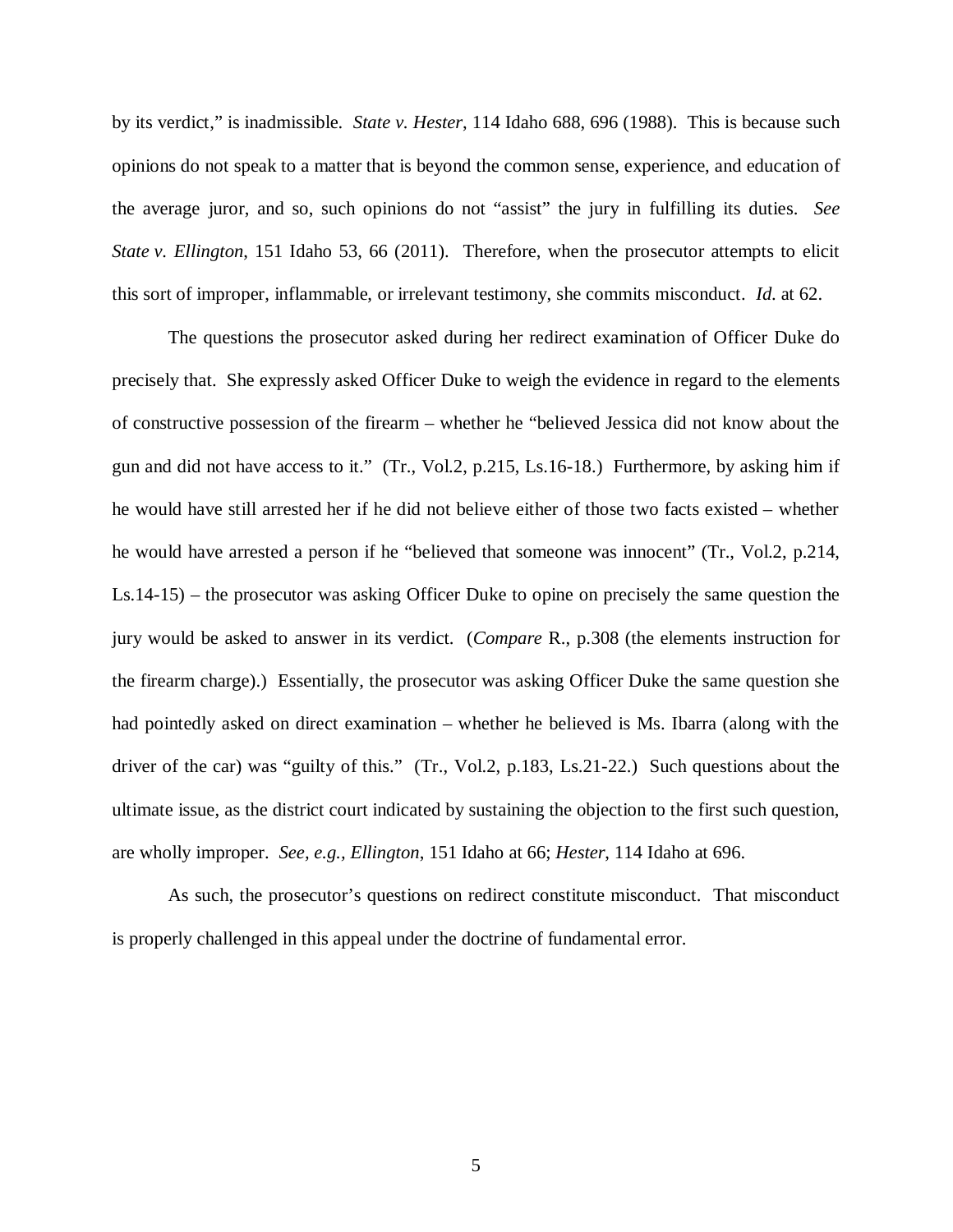by its verdict," is inadmissible. *State v. Hester*, 114 Idaho 688, 696 (1988). This is because such opinions do not speak to a matter that is beyond the common sense, experience, and education of the average juror, and so, such opinions do not "assist" the jury in fulfilling its duties. *See State v. Ellington*, 151 Idaho 53, 66 (2011). Therefore, when the prosecutor attempts to elicit this sort of improper, inflammable, or irrelevant testimony, she commits misconduct. *Id.* at 62.

The questions the prosecutor asked during her redirect examination of Officer Duke do precisely that. She expressly asked Officer Duke to weigh the evidence in regard to the elements of constructive possession of the firearm – whether he "believed Jessica did not know about the gun and did not have access to it." (Tr., Vol.2, p.215, Ls.16-18.) Furthermore, by asking him if he would have still arrested her if he did not believe either of those two facts existed – whether he would have arrested a person if he "believed that someone was innocent" (Tr., Vol.2, p.214, Ls.14-15) – the prosecutor was asking Officer Duke to opine on precisely the same question the jury would be asked to answer in its verdict. (*Compare* R., p.308 (the elements instruction for the firearm charge).) Essentially, the prosecutor was asking Officer Duke the same question she had pointedly asked on direct examination – whether he believed is Ms. Ibarra (along with the driver of the car) was "guilty of this." (Tr., Vol.2, p.183, Ls.21-22.) Such questions about the ultimate issue, as the district court indicated by sustaining the objection to the first such question, are wholly improper. *See, e.g., Ellington*, 151 Idaho at 66; *Hester*, 114 Idaho at 696.

As such, the prosecutor's questions on redirect constitute misconduct. That misconduct is properly challenged in this appeal under the doctrine of fundamental error.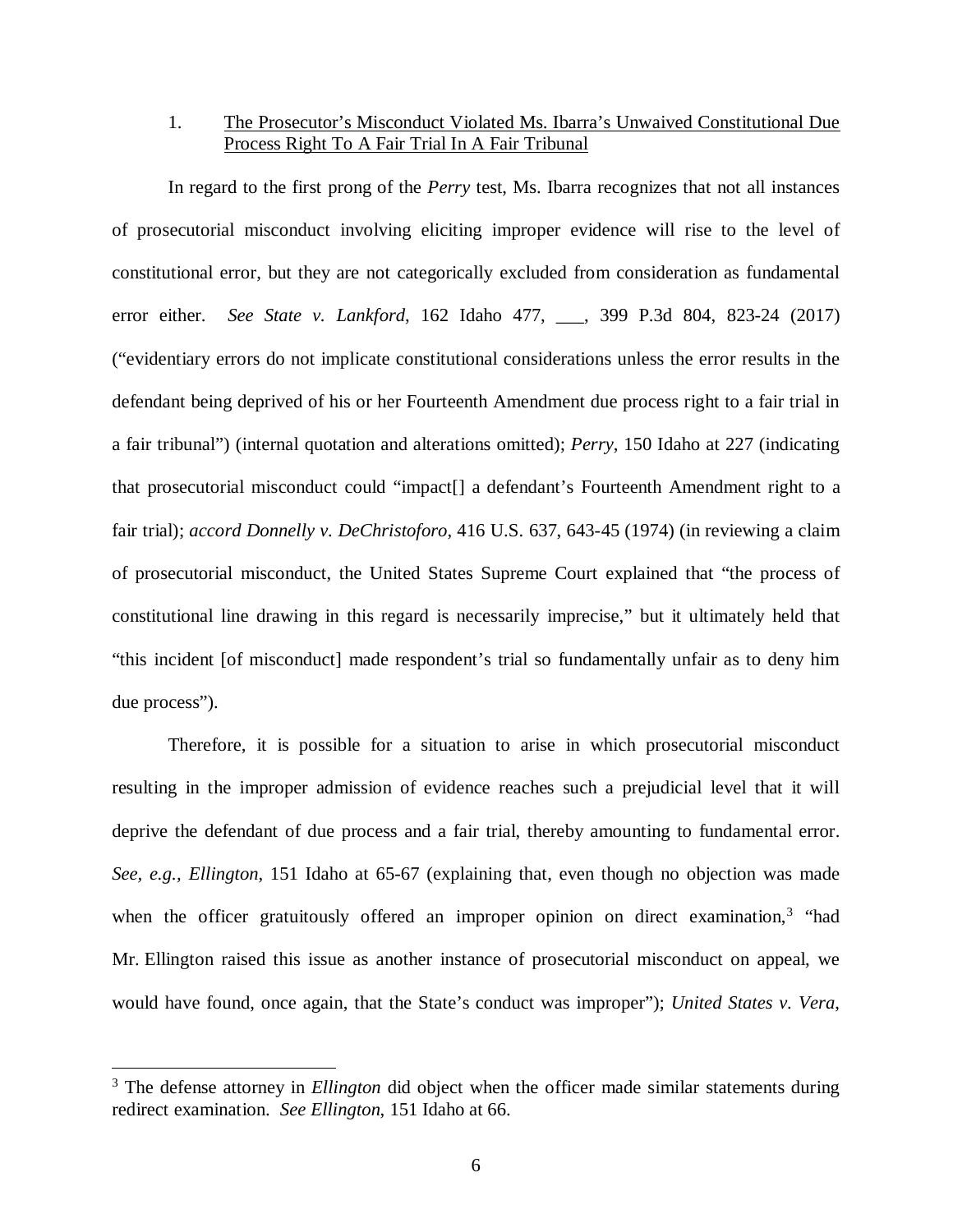1. <u>The Prosecutor's Misconduct Violated Ms. Ibarra's Unwaived Constitutional Due Process Right To A Fair Trial In A Fair Tribunal</u>

In regard to the first prong of the *Perry* test, Ms. Ibarra recognizes that not all instances of prosecutorial misconduct involving eliciting improper evidence will rise to the level of constitutional error, but they are not categorically excluded from consideration as fundamental error either. *See State v. Lankford*, 162 Idaho 477, ___, 399 P.3d 804, 823-24 (2017) ("evidentiary errors do not implicate constitutional considerations unless the error results in the defendant being deprived of his or her Fourteenth Amendment due process right to a fair trial in a fair tribunal") (internal quotation and alterations omitted); *Perry*, 150 Idaho at 227 (indicating that prosecutorial misconduct could "impact[] a defendant's Fourteenth Amendment right to a fair trial); *accord Donnelly v. DeChristoforo*, 416 U.S. 637, 643-45 (1974) (in reviewing a claim of prosecutorial misconduct, the United States Supreme Court explained that "the process of constitutional line drawing in this regard is necessarily imprecise," but it ultimately held that "this incident [of misconduct] made respondent's trial so fundamentally unfair as to deny him due process").

Therefore, it is possible for a situation to arise in which prosecutorial misconduct resulting in the improper admission of evidence reaches such a prejudicial level that it will deprive the defendant of due process and a fair trial, thereby amounting to fundamental error. *See, e.g., Ellington*, 151 Idaho at 65-67 (explaining that, even though no objection was made when the officer gratuitously offered an improper opinion on direct examination,[3] "had Mr. Ellington raised this issue as another instance of prosecutorial misconduct on appeal, we would have found, once again, that the State's conduct was improper"); *United States v. Vera*,

[3] The defense attorney in *Ellington* did object when the officer made similar statements during redirect examination. *See Ellington*, 151 Idaho at 66.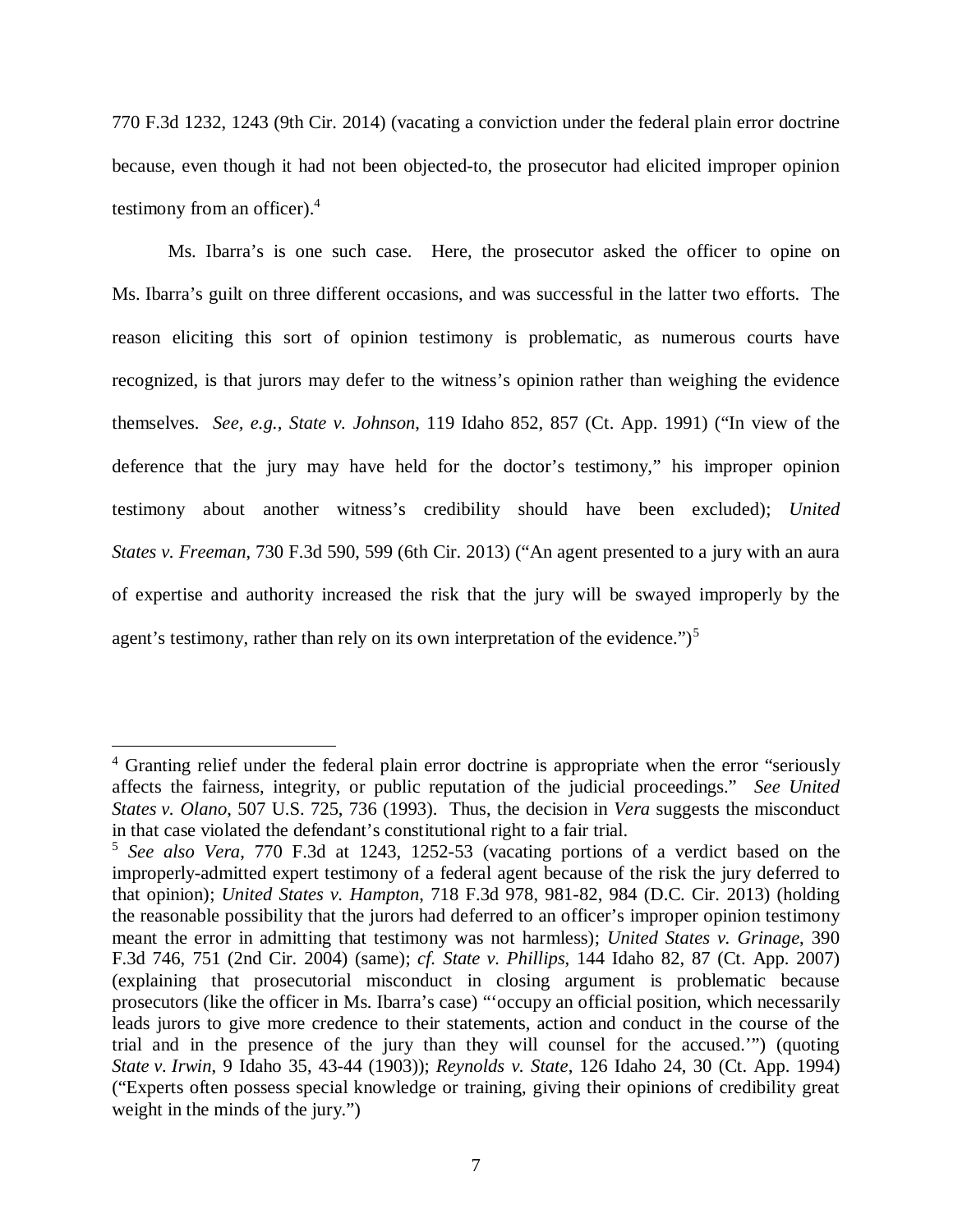770 F.3d 1232, 1243 (9th Cir. 2014) (vacating a conviction under the federal plain error doctrine because, even though it had not been objected-to, the prosecutor had elicited improper opinion testimony from an officer).[4]

Ms. Ibarra's is one such case. Here, the prosecutor asked the officer to opine on Ms. Ibarra's guilt on three different occasions, and was successful in the latter two efforts. The reason eliciting this sort of opinion testimony is problematic, as numerous courts have recognized, is that jurors may defer to the witness's opinion rather than weighing the evidence themselves. *See, e.g., State v. Johnson*, 119 Idaho 852, 857 (Ct. App. 1991) ("In view of the deference that the jury may have held for the doctor's testimony," his improper opinion testimony about another witness's credibility should have been excluded); *United States v. Freeman*, 730 F.3d 590, 599 (6th Cir. 2013) ("An agent presented to a jury with an aura of expertise and authority increased the risk that the jury will be swayed improperly by the agent's testimony, rather than rely on its own interpretation of the evidence.")[5]

---

[4] Granting relief under the federal plain error doctrine is appropriate when the error "seriously affects the fairness, integrity, or public reputation of the judicial proceedings." *See United States v. Olano*, 507 U.S. 725, 736 (1993). Thus, the decision in *Vera* suggests the misconduct in that case violated the defendant's constitutional right to a fair trial.

[5] *See also Vera*, 770 F.3d at 1243, 1252-53 (vacating portions of a verdict based on the improperly-admitted expert testimony of a federal agent because of the risk the jury deferred to that opinion); *United States v. Hampton*, 718 F.3d 978, 981-82, 984 (D.C. Cir. 2013) (holding the reasonable possibility that the jurors had deferred to an officer's improper opinion testimony meant the error in admitting that testimony was not harmless); *United States v. Grinage*, 390 F.3d 746, 751 (2nd Cir. 2004) (same); *cf. State v. Phillips*, 144 Idaho 82, 87 (Ct. App. 2007) (explaining that prosecutorial misconduct in closing argument is problematic because prosecutors (like the officer in Ms. Ibarra's case) "'occupy an official position, which necessarily leads jurors to give more credence to their statements, action and conduct in the course of the trial and in the presence of the jury than they will counsel for the accused.'") (quoting *State v. Irwin*, 9 Idaho 35, 43-44 (1903)); *Reynolds v. State*, 126 Idaho 24, 30 (Ct. App. 1994) ("Experts often possess special knowledge or training, giving their opinions of credibility great weight in the minds of the jury.")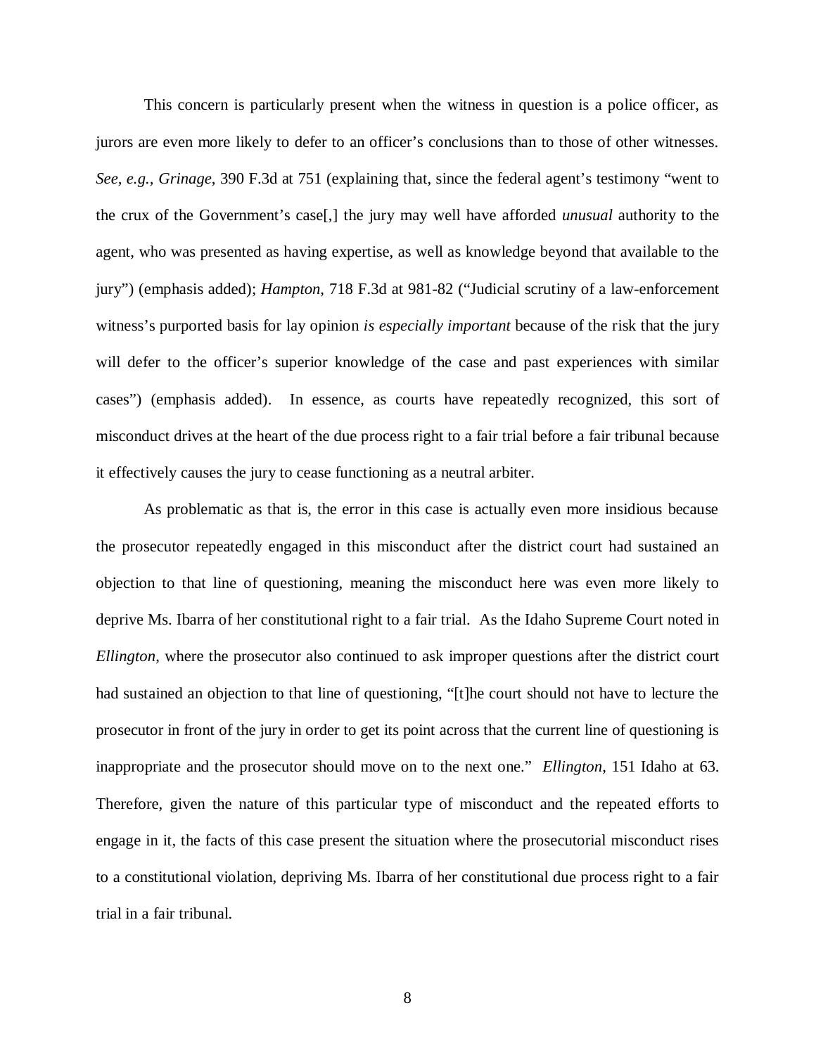This concern is particularly present when the witness in question is a police officer, as jurors are even more likely to defer to an officer's conclusions than to those of other witnesses. *See, e.g.*, *Grinage*, 390 F.3d at 751 (explaining that, since the federal agent's testimony "went to the crux of the Government's case[,] the jury may well have afforded *unusual* authority to the agent, who was presented as having expertise, as well as knowledge beyond that available to the jury") (emphasis added); *Hampton*, 718 F.3d at 981-82 ("Judicial scrutiny of a law-enforcement witness's purported basis for lay opinion *is especially important* because of the risk that the jury will defer to the officer's superior knowledge of the case and past experiences with similar cases") (emphasis added). In essence, as courts have repeatedly recognized, this sort of misconduct drives at the heart of the due process right to a fair trial before a fair tribunal because it effectively causes the jury to cease functioning as a neutral arbiter.

As problematic as that is, the error in this case is actually even more insidious because the prosecutor repeatedly engaged in this misconduct after the district court had sustained an objection to that line of questioning, meaning the misconduct here was even more likely to deprive Ms. Ibarra of her constitutional right to a fair trial. As the Idaho Supreme Court noted in *Ellington*, where the prosecutor also continued to ask improper questions after the district court had sustained an objection to that line of questioning, "[t]he court should not have to lecture the prosecutor in front of the jury in order to get its point across that the current line of questioning is inappropriate and the prosecutor should move on to the next one." *Ellington*, 151 Idaho at 63. Therefore, given the nature of this particular type of misconduct and the repeated efforts to engage in it, the facts of this case present the situation where the prosecutorial misconduct rises to a constitutional violation, depriving Ms. Ibarra of her constitutional due process right to a fair trial in a fair tribunal.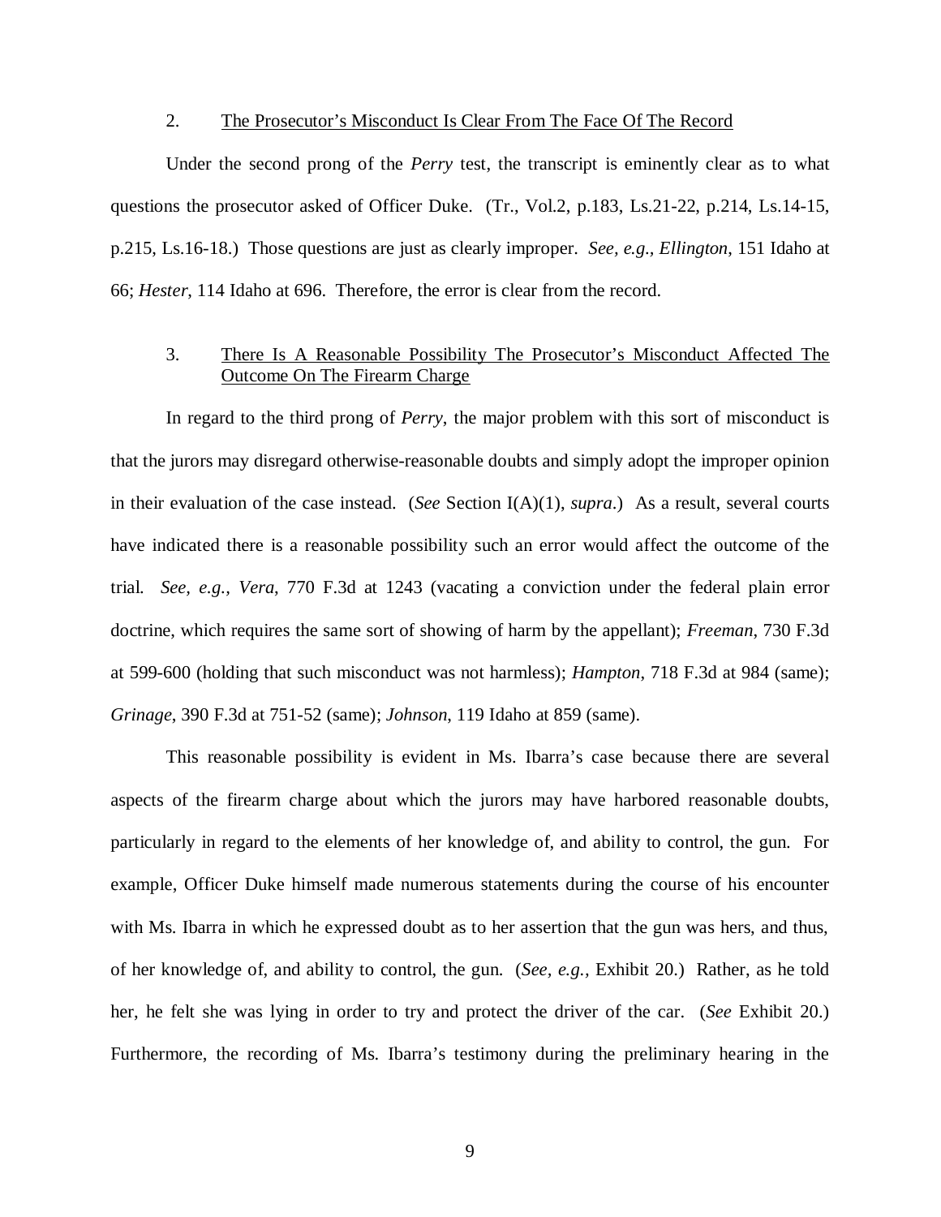### 2. <u>The Prosecutor's Misconduct Is Clear From The Face Of The Record</u>

Under the second prong of the *Perry* test, the transcript is eminently clear as to what questions the prosecutor asked of Officer Duke. (Tr., Vol.2, p.183, Ls.21-22, p.214, Ls.14-15, p.215, Ls.16-18.) Those questions are just as clearly improper. *See, e.g.*, *Ellington*, 151 Idaho at 66; *Hester*, 114 Idaho at 696. Therefore, the error is clear from the record.

### 3. <u>There Is A Reasonable Possibility The Prosecutor's Misconduct Affected The Outcome On The Firearm Charge</u>

In regard to the third prong of *Perry*, the major problem with this sort of misconduct is that the jurors may disregard otherwise-reasonable doubts and simply adopt the improper opinion in their evaluation of the case instead. (*See* Section I(A)(1), *supra*.) As a result, several courts have indicated there is a reasonable possibility such an error would affect the outcome of the trial. *See, e.g.*, *Vera*, 770 F.3d at 1243 (vacating a conviction under the federal plain error doctrine, which requires the same sort of showing of harm by the appellant); *Freeman*, 730 F.3d at 599-600 (holding that such misconduct was not harmless); *Hampton*, 718 F.3d at 984 (same); *Grinage*, 390 F.3d at 751-52 (same); *Johnson*, 119 Idaho at 859 (same).

This reasonable possibility is evident in Ms. Ibarra's case because there are several aspects of the firearm charge about which the jurors may have harbored reasonable doubts, particularly in regard to the elements of her knowledge of, and ability to control, the gun. For example, Officer Duke himself made numerous statements during the course of his encounter with Ms. Ibarra in which he expressed doubt as to her assertion that the gun was hers, and thus, of her knowledge of, and ability to control, the gun. (*See, e.g.*, Exhibit 20.) Rather, as he told her, he felt she was lying in order to try and protect the driver of the car. (*See* Exhibit 20.) Furthermore, the recording of Ms. Ibarra's testimony during the preliminary hearing in the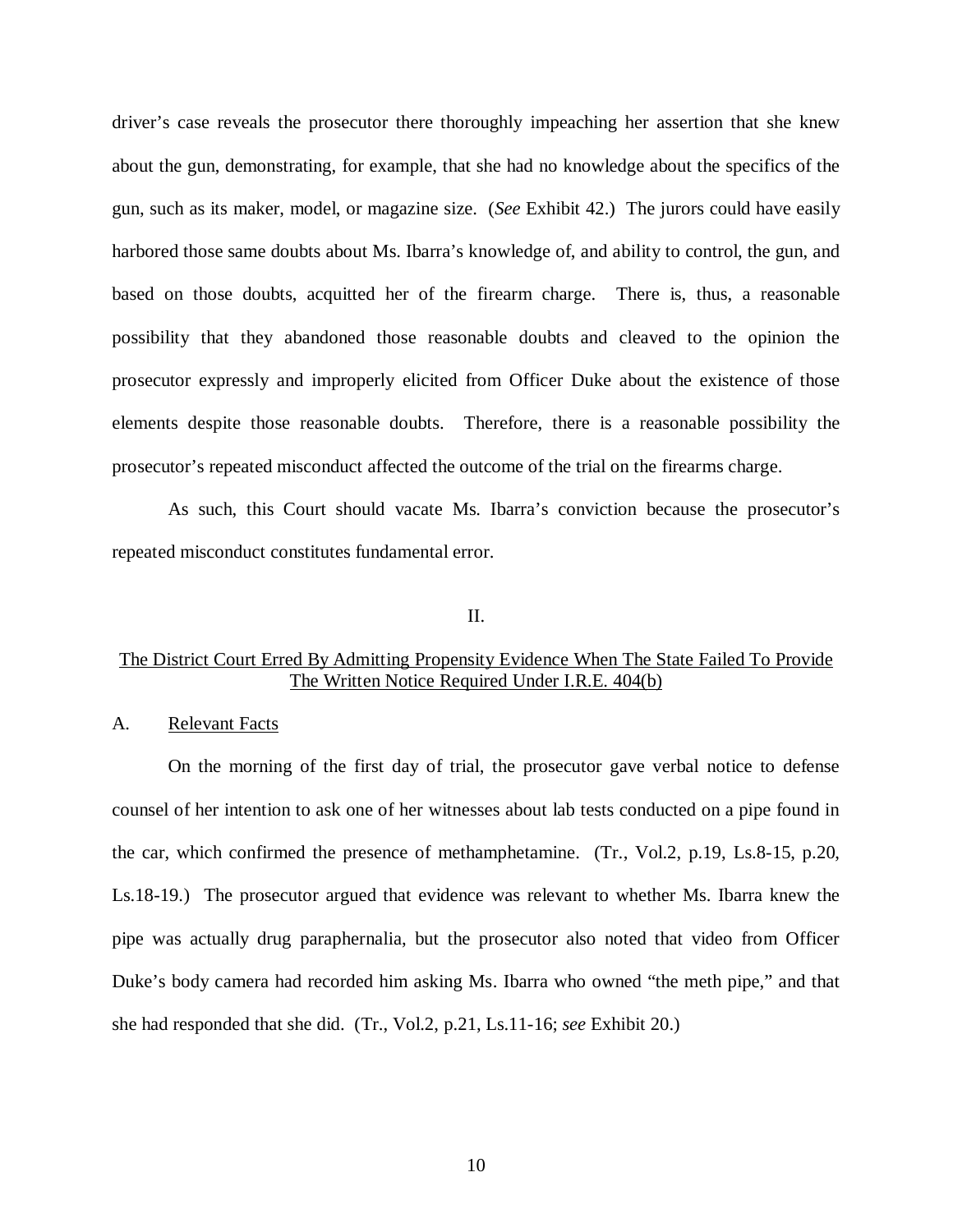driver's case reveals the prosecutor there thoroughly impeaching her assertion that she knew about the gun, demonstrating, for example, that she had no knowledge about the specifics of the gun, such as its maker, model, or magazine size. (*See* Exhibit 42.) The jurors could have easily harbored those same doubts about Ms. Ibarra's knowledge of, and ability to control, the gun, and based on those doubts, acquitted her of the firearm charge. There is, thus, a reasonable possibility that they abandoned those reasonable doubts and cleaved to the opinion the prosecutor expressly and improperly elicited from Officer Duke about the existence of those elements despite those reasonable doubts. Therefore, there is a reasonable possibility the prosecutor's repeated misconduct affected the outcome of the trial on the firearms charge.

As such, this Court should vacate Ms. Ibarra's conviction because the prosecutor's repeated misconduct constitutes fundamental error.

## II.

## The District Court Erred By Admitting Propensity Evidence When The State Failed To Provide The Written Notice Required Under I.R.E. 404(b)

### A. Relevant Facts

On the morning of the first day of trial, the prosecutor gave verbal notice to defense counsel of her intention to ask one of her witnesses about lab tests conducted on a pipe found in the car, which confirmed the presence of methamphetamine. (Tr., Vol.2, p.19, Ls.8-15, p.20, Ls.18-19.) The prosecutor argued that evidence was relevant to whether Ms. Ibarra knew the pipe was actually drug paraphernalia, but the prosecutor also noted that video from Officer Duke's body camera had recorded him asking Ms. Ibarra who owned "the meth pipe," and that she had responded that she did. (Tr., Vol.2, p.21, Ls.11-16; *see* Exhibit 20.)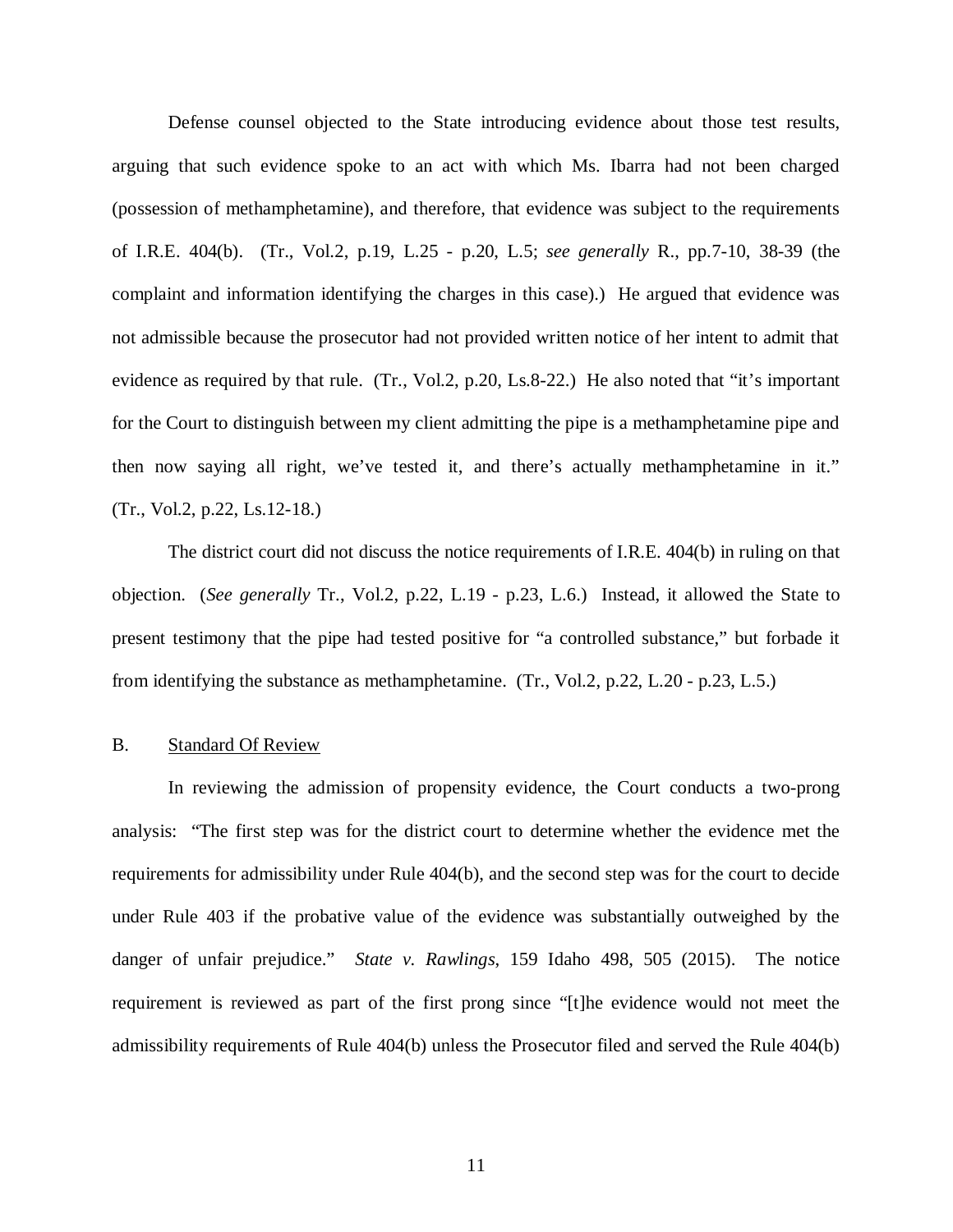Defense counsel objected to the State introducing evidence about those test results, arguing that such evidence spoke to an act with which Ms. Ibarra had not been charged (possession of methamphetamine), and therefore, that evidence was subject to the requirements of I.R.E. 404(b). (Tr., Vol.2, p.19, L.25 - p.20, L.5; *see generally* R., pp.7-10, 38-39 (the complaint and information identifying the charges in this case).) He argued that evidence was not admissible because the prosecutor had not provided written notice of her intent to admit that evidence as required by that rule. (Tr., Vol.2, p.20, Ls.8-22.) He also noted that "it's important for the Court to distinguish between my client admitting the pipe is a methamphetamine pipe and then now saying all right, we've tested it, and there's actually methamphetamine in it." (Tr., Vol.2, p.22, Ls.12-18.)

The district court did not discuss the notice requirements of I.R.E. 404(b) in ruling on that objection. (*See generally* Tr., Vol.2, p.22, L.19 - p.23, L.6.) Instead, it allowed the State to present testimony that the pipe had tested positive for "a controlled substance," but forbade it from identifying the substance as methamphetamine. (Tr., Vol.2, p.22, L.20 - p.23, L.5.)

## B. Standard Of Review

In reviewing the admission of propensity evidence, the Court conducts a two-prong analysis: "The first step was for the district court to determine whether the evidence met the requirements for admissibility under Rule 404(b), and the second step was for the court to decide under Rule 403 if the probative value of the evidence was substantially outweighed by the danger of unfair prejudice." *State v. Rawlings*, 159 Idaho 498, 505 (2015). The notice requirement is reviewed as part of the first prong since "[t]he evidence would not meet the admissibility requirements of Rule 404(b) unless the Prosecutor filed and served the Rule 404(b)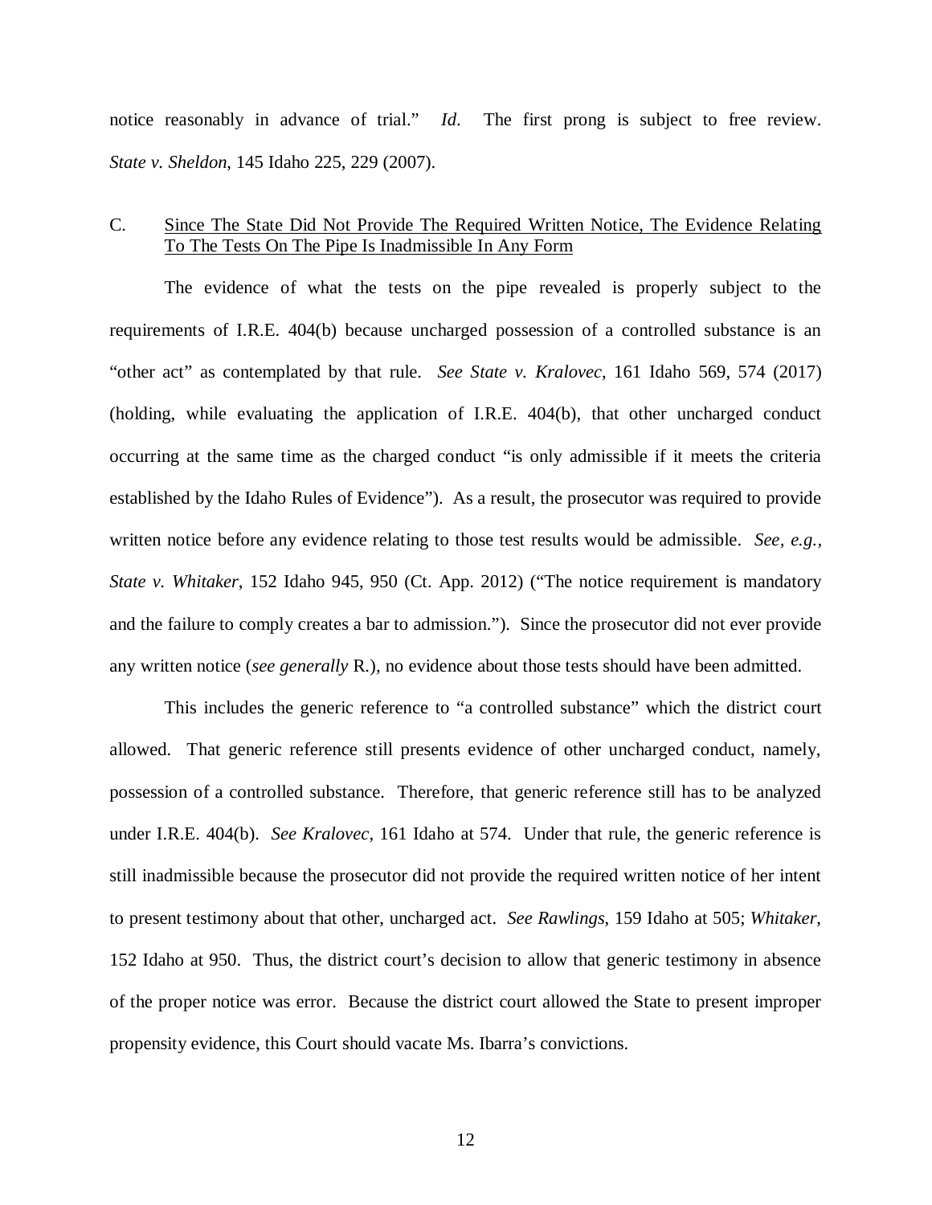notice reasonably in advance of trial." *Id.* The first prong is subject to free review. *State v. Sheldon*, 145 Idaho 225, 229 (2007).

### C. Since The State Did Not Provide The Required Written Notice, The Evidence Relating To The Tests On The Pipe Is Inadmissible In Any Form

The evidence of what the tests on the pipe revealed is properly subject to the requirements of I.R.E. 404(b) because uncharged possession of a controlled substance is an "other act" as contemplated by that rule. *See State v. Kralovec*, 161 Idaho 569, 574 (2017) (holding, while evaluating the application of I.R.E. 404(b), that other uncharged conduct occurring at the same time as the charged conduct "is only admissible if it meets the criteria established by the Idaho Rules of Evidence"). As a result, the prosecutor was required to provide written notice before any evidence relating to those test results would be admissible. *See, e.g., State v. Whitaker*, 152 Idaho 945, 950 (Ct. App. 2012) ("The notice requirement is mandatory and the failure to comply creates a bar to admission."). Since the prosecutor did not ever provide any written notice (*see generally* R.), no evidence about those tests should have been admitted.

This includes the generic reference to "a controlled substance" which the district court allowed. That generic reference still presents evidence of other uncharged conduct, namely, possession of a controlled substance. Therefore, that generic reference still has to be analyzed under I.R.E. 404(b). *See Kralovec*, 161 Idaho at 574. Under that rule, the generic reference is still inadmissible because the prosecutor did not provide the required written notice of her intent to present testimony about that other, uncharged act. *See Rawlings*, 159 Idaho at 505; *Whitaker*, 152 Idaho at 950. Thus, the district court's decision to allow that generic testimony in absence of the proper notice was error. Because the district court allowed the State to present improper propensity evidence, this Court should vacate Ms. Ibarra's convictions.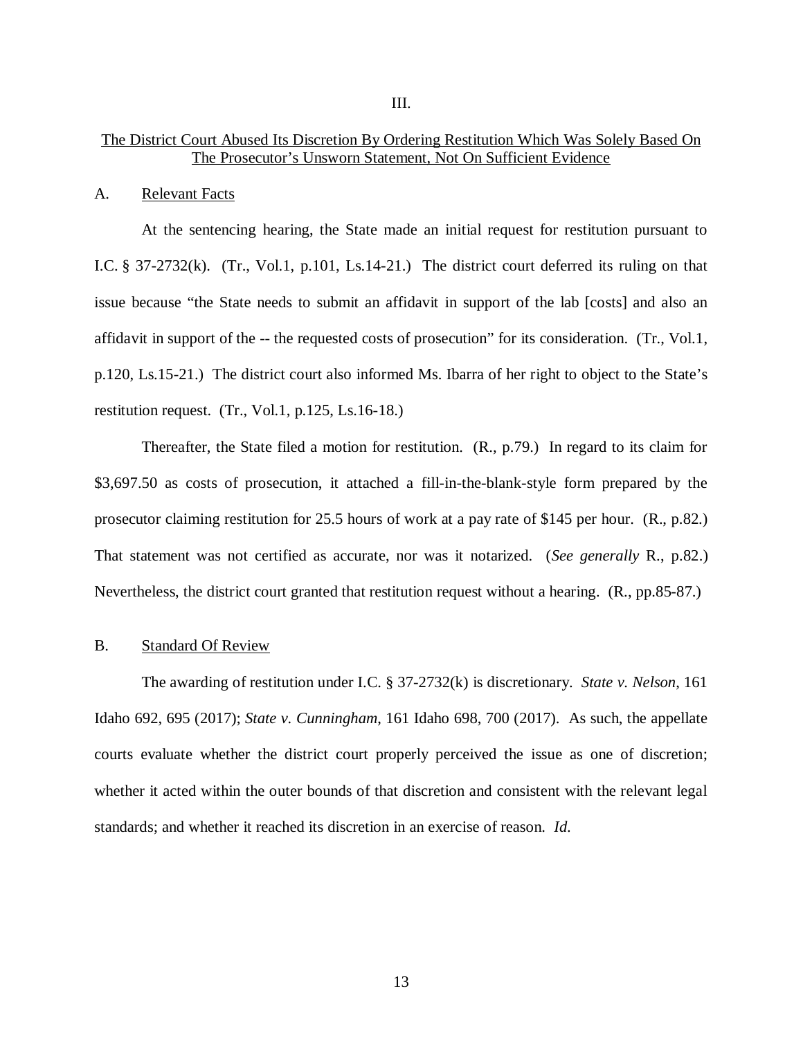III.

The District Court Abused Its Discretion By Ordering Restitution Which Was Solely Based On The Prosecutor's Unsworn Statement, Not On Sufficient Evidence

A. Relevant Facts

At the sentencing hearing, the State made an initial request for restitution pursuant to I.C. § 37-2732(k). (Tr., Vol.1, p.101, Ls.14-21.) The district court deferred its ruling on that issue because "the State needs to submit an affidavit in support of the lab [costs] and also an affidavit in support of the -- the requested costs of prosecution" for its consideration. (Tr., Vol.1, p.120, Ls.15-21.) The district court also informed Ms. Ibarra of her right to object to the State's restitution request. (Tr., Vol.1, p.125, Ls.16-18.)

Thereafter, the State filed a motion for restitution. (R., p.79.) In regard to its claim for $3,697.50 as costs of prosecution, it attached a fill-in-the-blank-style form prepared by the prosecutor claiming restitution for 25.5 hours of work at a pay rate of $145 per hour. (R., p.82.) That statement was not certified as accurate, nor was it notarized. (*See generally* R., p.82.) Nevertheless, the district court granted that restitution request without a hearing. (R., pp.85-87.)

B. Standard Of Review

The awarding of restitution under I.C. § 37-2732(k) is discretionary. *State v. Nelson*, 161 Idaho 692, 695 (2017); *State v. Cunningham*, 161 Idaho 698, 700 (2017). As such, the appellate courts evaluate whether the district court properly perceived the issue as one of discretion; whether it acted within the outer bounds of that discretion and consistent with the relevant legal standards; and whether it reached its discretion in an exercise of reason. *Id.*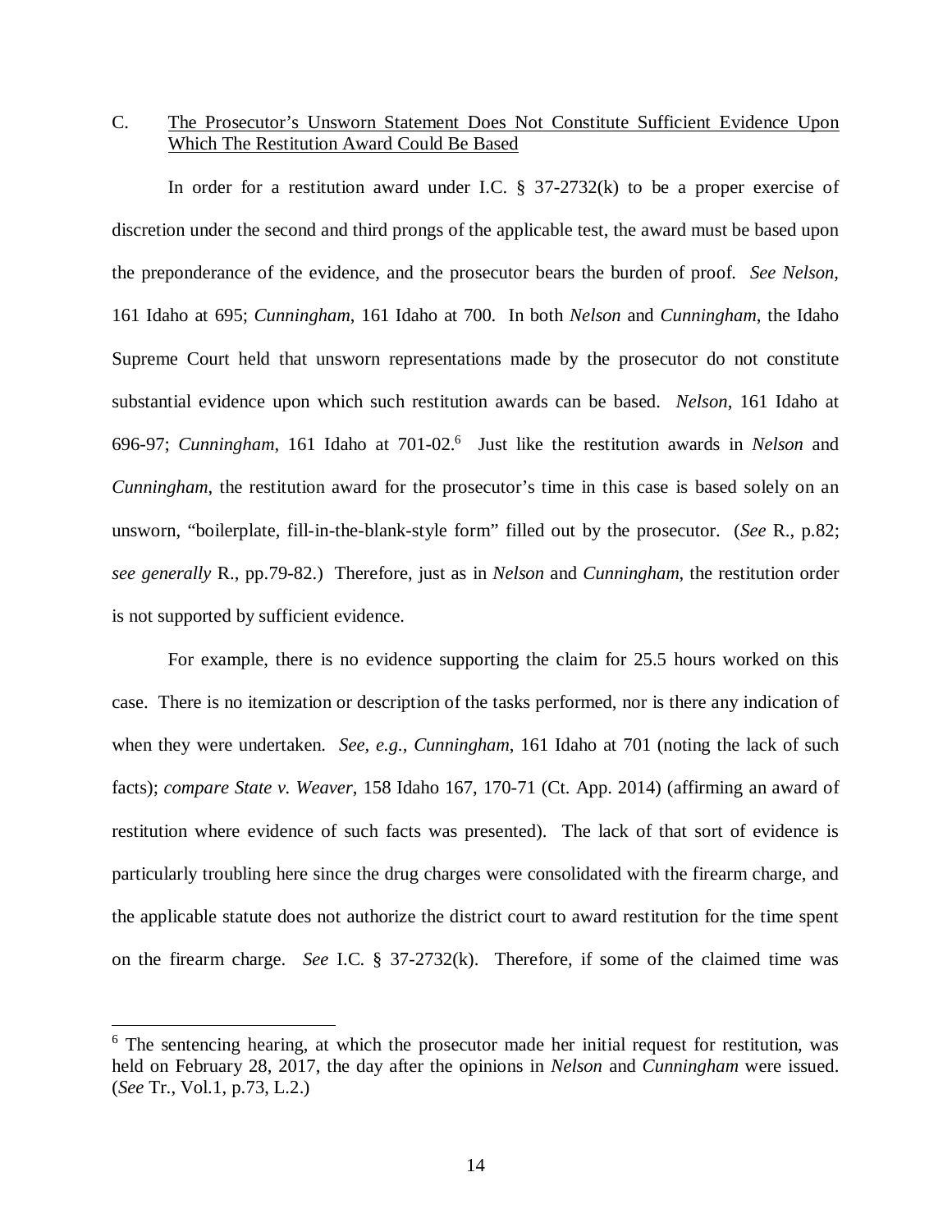### C. <u>The Prosecutor's Unsworn Statement Does Not Constitute Sufficient Evidence Upon Which The Restitution Award Could Be Based</u>

In order for a restitution award under I.C. § 37-2732(k) to be a proper exercise of discretion under the second and third prongs of the applicable test, the award must be based upon the preponderance of the evidence, and the prosecutor bears the burden of proof. *See Nelson*, 161 Idaho at 695; *Cunningham*, 161 Idaho at 700. In both *Nelson* and *Cunningham*, the Idaho Supreme Court held that unsworn representations made by the prosecutor do not constitute substantial evidence upon which such restitution awards can be based. *Nelson*, 161 Idaho at 696-97; *Cunningham*, 161 Idaho at 701-02.[6] Just like the restitution awards in *Nelson* and *Cunningham*, the restitution award for the prosecutor's time in this case is based solely on an unsworn, "boilerplate, fill-in-the-blank-style form" filled out by the prosecutor. (*See* R., p.82; *see generally* R., pp.79-82.) Therefore, just as in *Nelson* and *Cunningham*, the restitution order is not supported by sufficient evidence.

For example, there is no evidence supporting the claim for 25.5 hours worked on this case. There is no itemization or description of the tasks performed, nor is there any indication of when they were undertaken. *See, e.g., Cunningham*, 161 Idaho at 701 (noting the lack of such facts); *compare State v. Weaver*, 158 Idaho 167, 170-71 (Ct. App. 2014) (affirming an award of restitution where evidence of such facts was presented). The lack of that sort of evidence is particularly troubling here since the drug charges were consolidated with the firearm charge, and the applicable statute does not authorize the district court to award restitution for the time spent on the firearm charge. *See* I.C. § 37-2732(k). Therefore, if some of the claimed time was

---

[6] The sentencing hearing, at which the prosecutor made her initial request for restitution, was held on February 28, 2017, the day after the opinions in *Nelson* and *Cunningham* were issued. (*See* Tr., Vol.1, p.73, L.2.)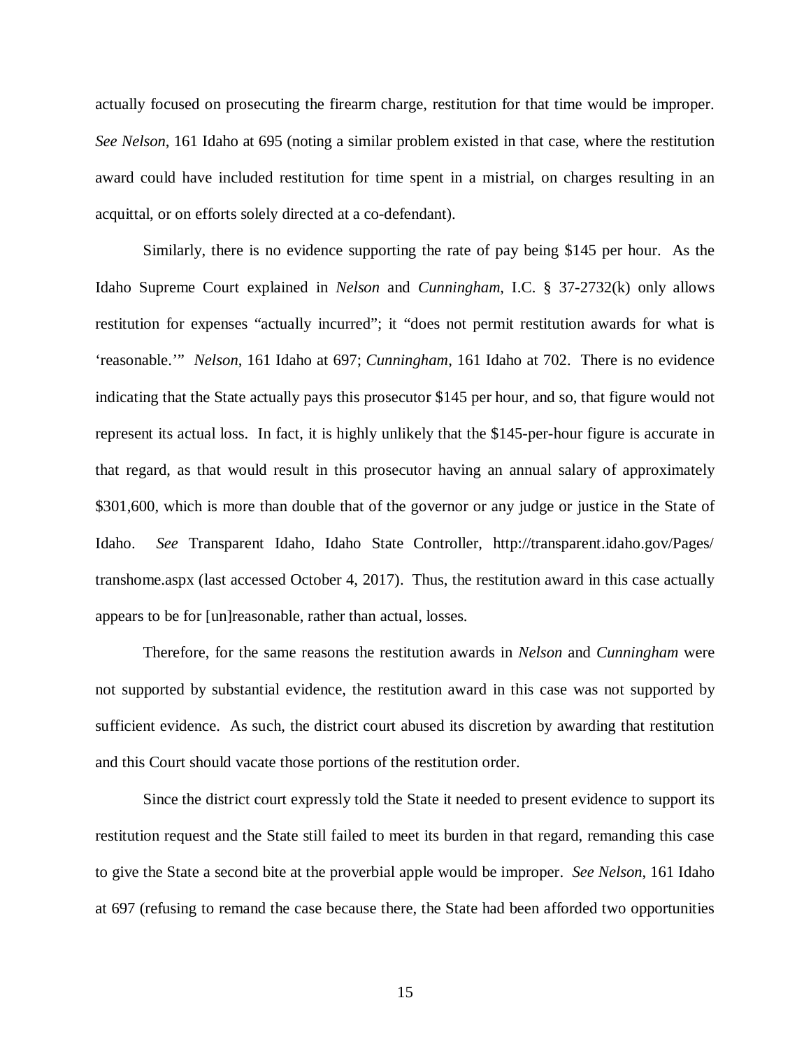actually focused on prosecuting the firearm charge, restitution for that time would be improper. *See Nelson*, 161 Idaho at 695 (noting a similar problem existed in that case, where the restitution award could have included restitution for time spent in a mistrial, on charges resulting in an acquittal, or on efforts solely directed at a co-defendant).

Similarly, there is no evidence supporting the rate of pay being $145 per hour. As the Idaho Supreme Court explained in *Nelson* and *Cunningham*, I.C. § 37-2732(k) only allows restitution for expenses "actually incurred"; it "does not permit restitution awards for what is 'reasonable.'" *Nelson*, 161 Idaho at 697; *Cunningham*, 161 Idaho at 702. There is no evidence indicating that the State actually pays this prosecutor $145 per hour, and so, that figure would not represent its actual loss. In fact, it is highly unlikely that the $145-per-hour figure is accurate in that regard, as that would result in this prosecutor having an annual salary of approximately $301,600, which is more than double that of the governor or any judge or justice in the State of Idaho. *See* Transparent Idaho, Idaho State Controller, http://transparent.idaho.gov/Pages/transhome.aspx (last accessed October 4, 2017). Thus, the restitution award in this case actually appears to be for [un]reasonable, rather than actual, losses.

Therefore, for the same reasons the restitution awards in *Nelson* and *Cunningham* were not supported by substantial evidence, the restitution award in this case was not supported by sufficient evidence. As such, the district court abused its discretion by awarding that restitution and this Court should vacate those portions of the restitution order.

Since the district court expressly told the State it needed to present evidence to support its restitution request and the State still failed to meet its burden in that regard, remanding this case to give the State a second bite at the proverbial apple would be improper. *See Nelson*, 161 Idaho at 697 (refusing to remand the case because there, the State had been afforded two opportunities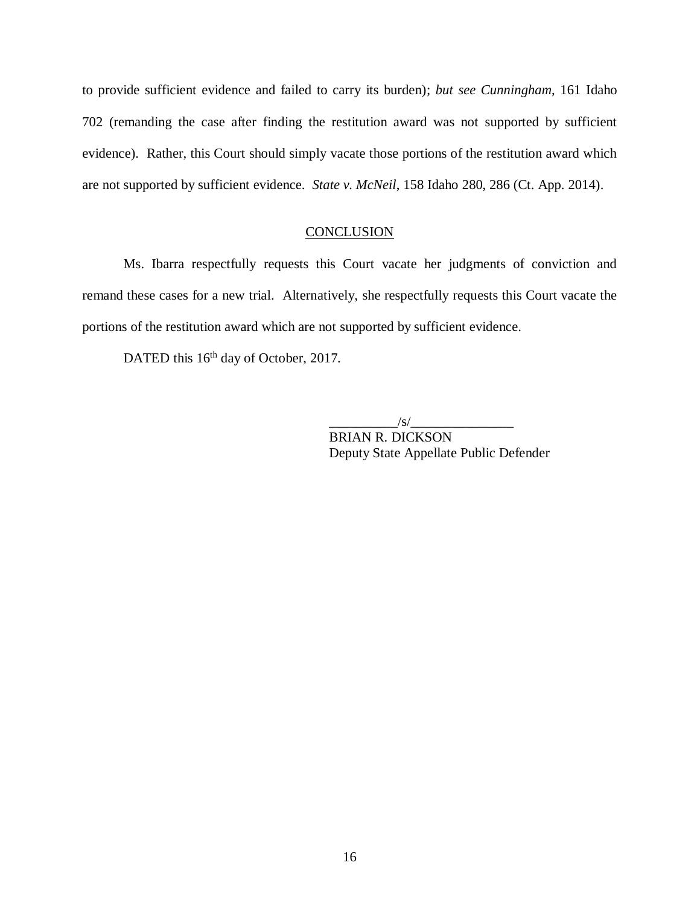to provide sufficient evidence and failed to carry its burden); *but see Cunningham*, 161 Idaho 702 (remanding the case after finding the restitution award was not supported by sufficient evidence). Rather, this Court should simply vacate those portions of the restitution award which are not supported by sufficient evidence. *State v. McNeil*, 158 Idaho 280, 286 (Ct. App. 2014).

## CONCLUSION

Ms. Ibarra respectfully requests this Court vacate her judgments of conviction and remand these cases for a new trial. Alternatively, she respectfully requests this Court vacate the portions of the restitution award which are not supported by sufficient evidence.

DATED this 16th day of October, 2017.

/s/
BRIAN R. DICKSON
Deputy State Appellate Public Defender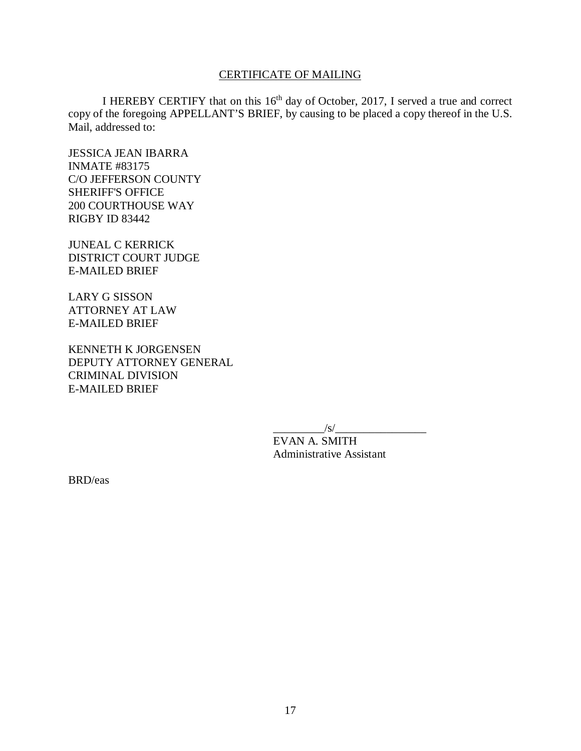## CERTIFICATE OF MAILING

I HEREBY CERTIFY that on this 16th day of October, 2017, I served a true and correct copy of the foregoing APPELLANT'S BRIEF, by causing to be placed a copy thereof in the U.S. Mail, addressed to:

JESSICA JEAN IBARRA  
INMATE #83175  
C/O JEFFERSON COUNTY  
SHERIFF'S OFFICE  
200 COURTHOUSE WAY  
RIGBY ID 83442

JUNEAL C KERRICK  
DISTRICT COURT JUDGE  
E-MAILED BRIEF

LARY G SISSON  
ATTORNEY AT LAW  
E-MAILED BRIEF

KENNETH K JORGENSEN  
DEPUTY ATTORNEY GENERAL  
CRIMINAL DIVISION  
E-MAILED BRIEF

\_\_\_\_\_\_\_\_\_/s/\_\_\_\_\_\_\_\_\_\_\_\_\_\_\_\_  
EVAN A. SMITH  
Administrative Assistant

BRD/eas